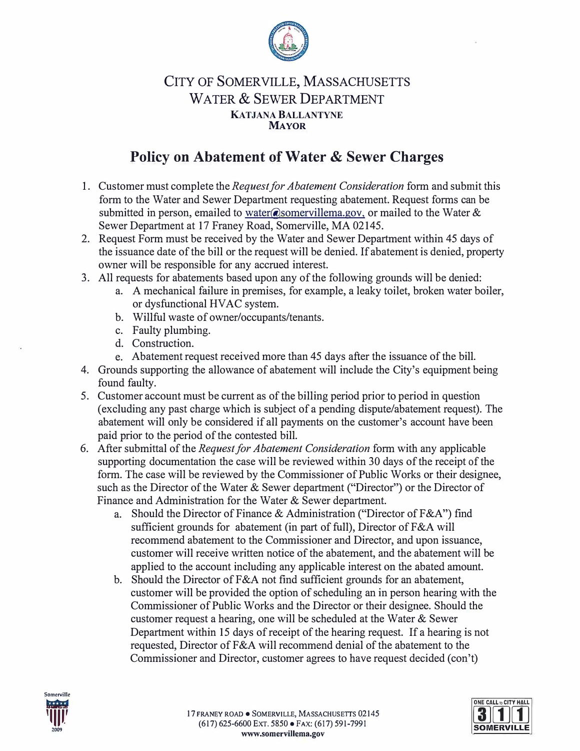CITY OF SOMERVILLE, MASSACHUSETTS
WATER & SEWER DEPARTMENT
KATJANA BALLANTYNE
MAYOR

# Policy on Abatement of Water & Sewer Charges

1. Customer must complete the *Request for Abatement Consideration* form and submit this form to the Water and Sewer Department requesting abatement. Request forms can be submitted in person, emailed to water@somervillema.gov, or mailed to the Water & Sewer Department at 17 Franey Road, Somerville, MA 02145.
2. Request Form must be received by the Water and Sewer Department within 45 days of the issuance date of the bill or the request will be denied. If abatement is denied, property owner will be responsible for any accrued interest.
3. All requests for abatements based upon any of the following grounds will be denied:
   a. A mechanical failure in premises, for example, a leaky toilet, broken water boiler, or dysfunctional HVAC system.
   b. Willful waste of owner/occupants/tenants.
   c. Faulty plumbing.
   d. Construction.
   e. Abatement request received more than 45 days after the issuance of the bill.
4. Grounds supporting the allowance of abatement will include the City's equipment being found faulty.
5. Customer account must be current as of the billing period prior to period in question (excluding any past charge which is subject of a pending dispute/abatement request). The abatement will only be considered if all payments on the customer's account have been paid prior to the period of the contested bill.
6. After submittal of the *Request for Abatement Consideration* form with any applicable supporting documentation the case will be reviewed within 30 days of the receipt of the form. The case will be reviewed by the Commissioner of Public Works or their designee, such as the Director of the Water & Sewer department ("Director") or the Director of Finance and Administration for the Water & Sewer department.
   a. Should the Director of Finance & Administration ("Director of F&A") find sufficient grounds for abatement (in part of full), Director of F&A will recommend abatement to the Commissioner and Director, and upon issuance, customer will receive written notice of the abatement, and the abatement will be applied to the account including any applicable interest on the abated amount.
   b. Should the Director of F&A not find sufficient grounds for an abatement, customer will be provided the option of scheduling an in person hearing with the Commissioner of Public Works and the Director or their designee. Should the customer request a hearing, one will be scheduled at the Water & Sewer Department within 15 days of receipt of the hearing request. If a hearing is not requested, Director of F&A will recommend denial of the abatement to the Commissioner and Director, customer agrees to have request decided (con't)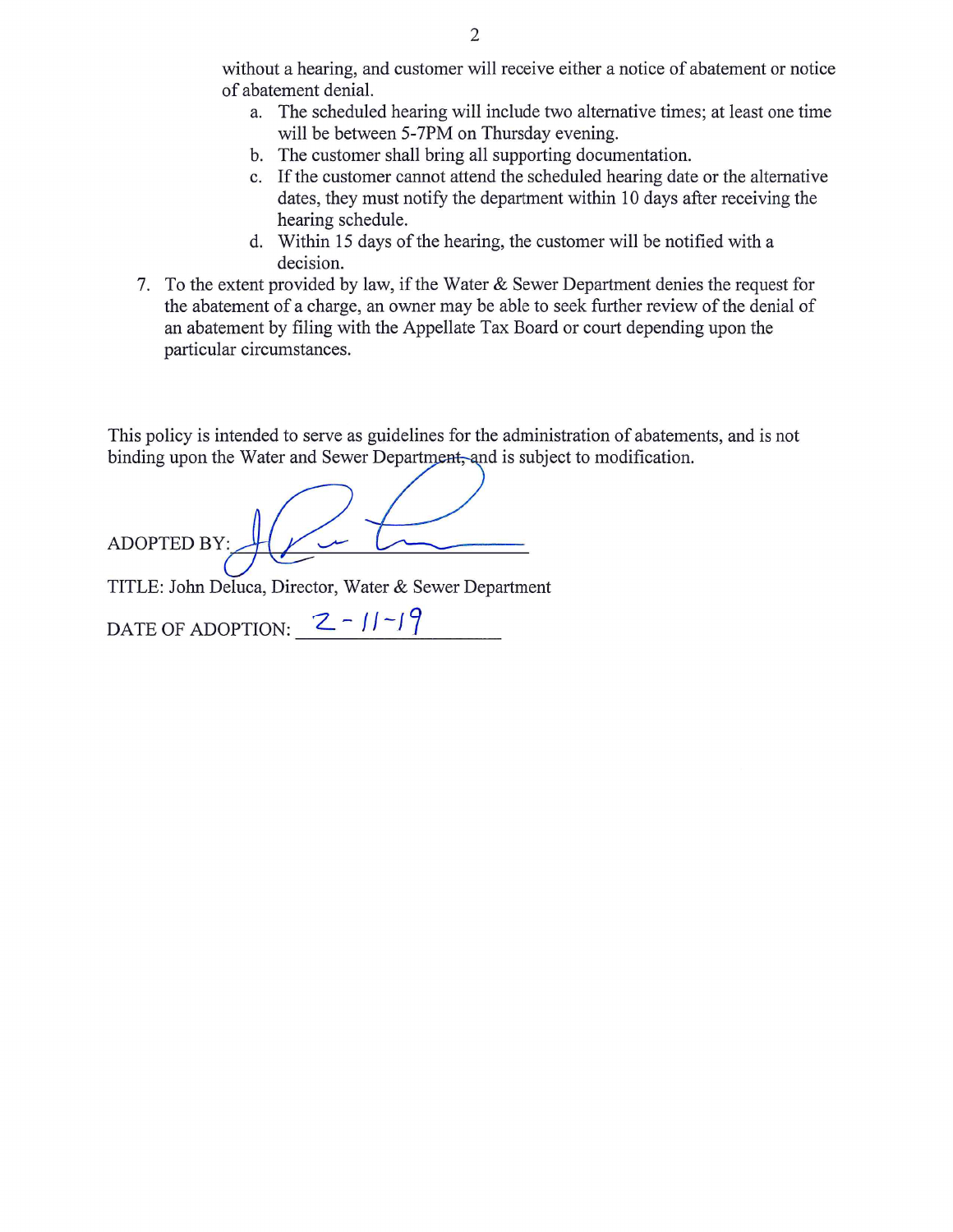without a hearing, and customer will receive either a notice of abatement or notice of abatement denial.

   a. The scheduled hearing will include two alternative times; at least one time will be between 5-7PM on Thursday evening.
   b. The customer shall bring all supporting documentation.
   c. If the customer cannot attend the scheduled hearing date or the alternative dates, they must notify the department within 10 days after receiving the hearing schedule.
   d. Within 15 days of the hearing, the customer will be notified with a decision.

7. To the extent provided by law, if the Water & Sewer Department denies the request for the abatement of a charge, an owner may be able to seek further review of the denial of an abatement by filing with the Appellate Tax Board or court depending upon the particular circumstances.

This policy is intended to serve as guidelines for the administration of abatements, and is not binding upon the Water and Sewer Department, and is subject to modification.

ADOPTED BY: ______________________

TITLE: John Deluca, Director, Water & Sewer Department

DATE OF ADOPTION: 2-11-19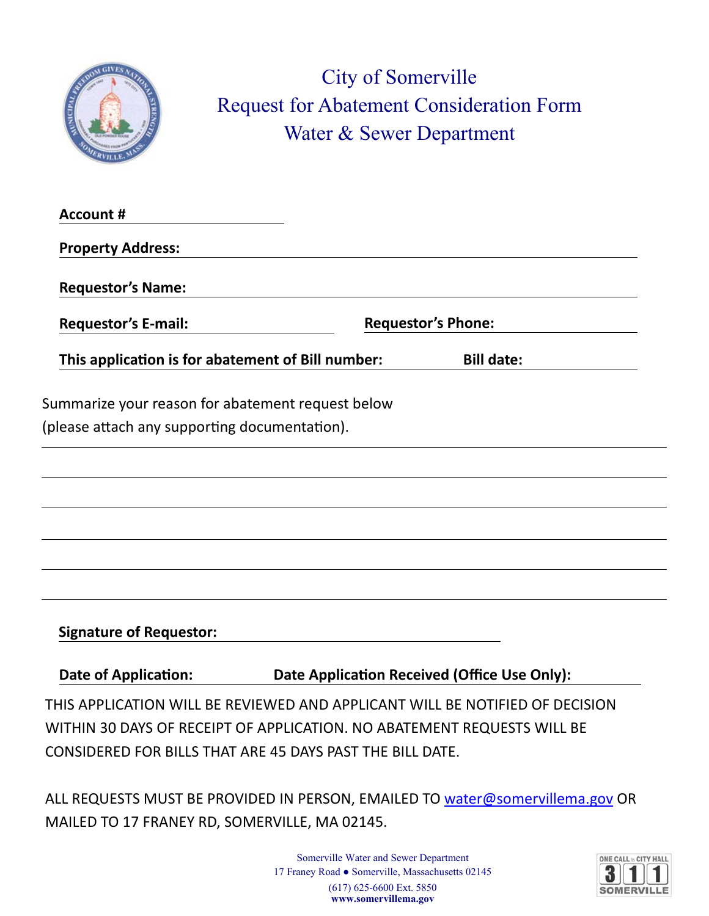# City of Somerville
## Request for Abatement Consideration Form
## Water & Sewer Department

**Account #** ______________________

**Property Address:** ______________________________________________

**Requestor's Name:** ______________________________________________

**Requestor's E-mail:** ______________________ **Requestor's Phone:** ______________________

**This application is for abatement of Bill number:** ______________ **Bill date:** ______________

Summarize your reason for abatement request below
(please attach any supporting documentation).

______________________________________________________________________

______________________________________________________________________

______________________________________________________________________

______________________________________________________________________

______________________________________________________________________

______________________________________________________________________

**Signature of Requestor:** ______________________________________

**Date of Application:** ______________ **Date Application Received (Office Use Only):** ______________

THIS APPLICATION WILL BE REVIEWED AND APPLICANT WILL BE NOTIFIED OF DECISION WITHIN 30 DAYS OF RECEIPT OF APPLICATION. NO ABATEMENT REQUESTS WILL BE CONSIDERED FOR BILLS THAT ARE 45 DAYS PAST THE BILL DATE.

ALL REQUESTS MUST BE PROVIDED IN PERSON, EMAILED TO water@somervillema.gov OR MAILED TO 17 FRANEY RD, SOMERVILLE, MA 02145.

Somerville Water and Sewer Department
17 Franey Road ● Somerville, Massachusetts 02145
(617) 625-6600 Ext. 5850
**www.somervillema.gov**

ONE CALL to CITY HALL 311 SOMERVILLE